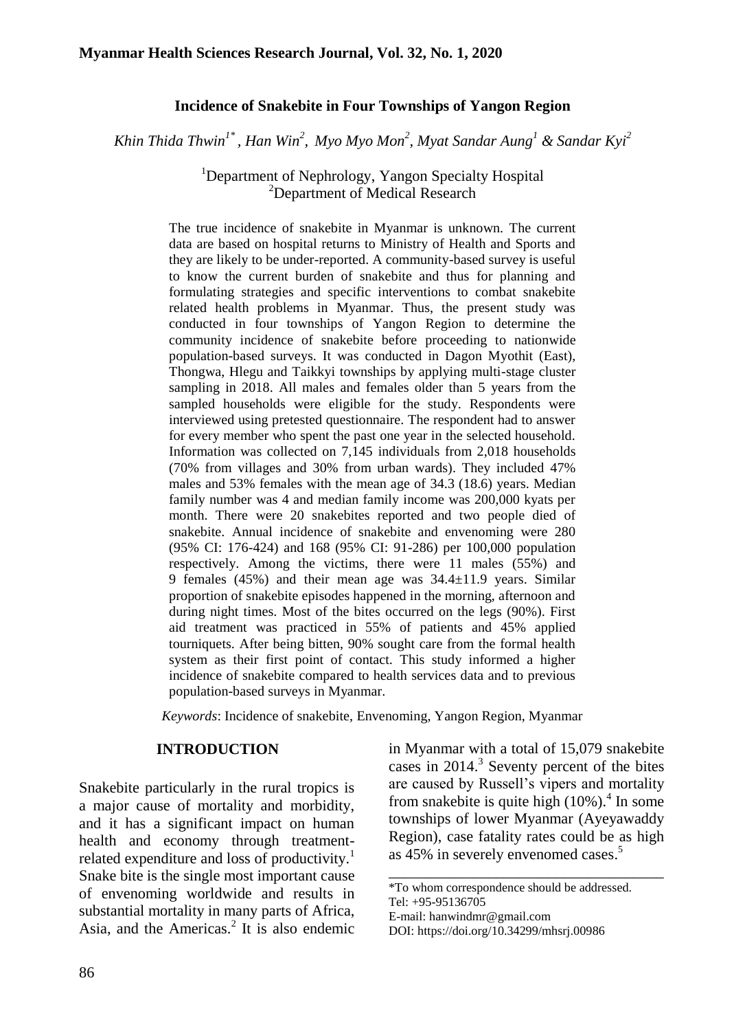# Incidence of Snakebite in Four Townships of Yangon Region

*Khin Thida Thwin[1*], Han Win[2], Myo Myo Mon[2], Myat Sandar Aung[1] & Sandar Kyi[2]*

[1]Department of Nephrology, Yangon Specialty Hospital
[2]Department of Medical Research

The true incidence of snakebite in Myanmar is unknown. The current data are based on hospital returns to Ministry of Health and Sports and they are likely to be under-reported. A community-based survey is useful to know the current burden of snakebite and thus for planning and formulating strategies and specific interventions to combat snakebite related health problems in Myanmar. Thus, the present study was conducted in four townships of Yangon Region to determine the community incidence of snakebite before proceeding to nationwide population-based surveys. It was conducted in Dagon Myothit (East), Thongwa, Hlegu and Taikkyi townships by applying multi-stage cluster sampling in 2018. All males and females older than 5 years from the sampled households were eligible for the study. Respondents were interviewed using pretested questionnaire. The respondent had to answer for every member who spent the past one year in the selected household. Information was collected on 7,145 individuals from 2,018 households (70% from villages and 30% from urban wards). They included 47% males and 53% females with the mean age of 34.3 (18.6) years. Median family number was 4 and median family income was 200,000 kyats per month. There were 20 snakebites reported and two people died of snakebite. Annual incidence of snakebite and envenoming were 280 (95% CI: 176-424) and 168 (95% CI: 91-286) per 100,000 population respectively. Among the victims, there were 11 males (55%) and 9 females (45%) and their mean age was 34.4±11.9 years. Similar proportion of snakebite episodes happened in the morning, afternoon and during night times. Most of the bites occurred on the legs (90%). First aid treatment was practiced in 55% of patients and 45% applied tourniquets. After being bitten, 90% sought care from the formal health system as their first point of contact. This study informed a higher incidence of snakebite compared to health services data and to previous population-based surveys in Myanmar.

*Keywords*: Incidence of snakebite, Envenoming, Yangon Region, Myanmar

## INTRODUCTION

Snakebite particularly in the rural tropics is a major cause of mortality and morbidity, and it has a significant impact on human health and economy through treatment-related expenditure and loss of productivity.[1] Snake bite is the single most important cause of envenoming worldwide and results in substantial mortality in many parts of Africa, Asia, and the Americas.[2] It is also endemic in Myanmar with a total of 15,079 snakebite cases in 2014.[3] Seventy percent of the bites are caused by Russell's vipers and mortality from snakebite is quite high (10%).[4] In some townships of lower Myanmar (Ayeyawaddy Region), case fatality rates could be as high as 45% in severely envenomed cases.[5]

---

*To whom correspondence should be addressed.
Tel: +95-95136705
E-mail: hanwindmr@gmail.com
DOI: https://doi.org/10.34299/mhsrj.00986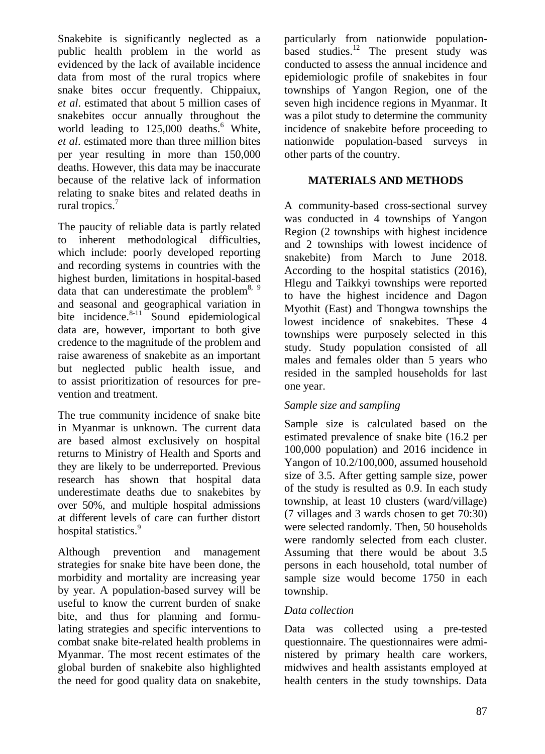Snakebite is significantly neglected as a public health problem in the world as evidenced by the lack of available incidence data from most of the rural tropics where snake bites occur frequently. Chippaiux, *et al*. estimated that about 5 million cases of snakebites occur annually throughout the world leading to 125,000 deaths.[6] White, *et al*. estimated more than three million bites per year resulting in more than 150,000 deaths. However, this data may be inaccurate because of the relative lack of information relating to snake bites and related deaths in rural tropics.[7]

The paucity of reliable data is partly related to inherent methodological difficulties, which include: poorly developed reporting and recording systems in countries with the highest burden, limitations in hospital-based data that can underestimate the problem[8, 9] and seasonal and geographical variation in bite incidence.[8-11] Sound epidemiological data are, however, important to both give credence to the magnitude of the problem and raise awareness of snakebite as an important but neglected public health issue, and to assist prioritization of resources for prevention and treatment.

The true community incidence of snake bite in Myanmar is unknown. The current data are based almost exclusively on hospital returns to Ministry of Health and Sports and they are likely to be underreported. Previous research has shown that hospital data underestimate deaths due to snakebites by over 50%, and multiple hospital admissions at different levels of care can further distort hospital statistics.[9]

Although prevention and management strategies for snake bite have been done, the morbidity and mortality are increasing year by year. A population-based survey will be useful to know the current burden of snake bite, and thus for planning and formulating strategies and specific interventions to combat snake bite-related health problems in Myanmar. The most recent estimates of the global burden of snakebite also highlighted the need for good quality data on snakebite, particularly from nationwide population-based studies.[12] The present study was conducted to assess the annual incidence and epidemiologic profile of snakebites in four townships of Yangon Region, one of the seven high incidence regions in Myanmar. It was a pilot study to determine the community incidence of snakebite before proceeding to nationwide population-based surveys in other parts of the country.

## MATERIALS AND METHODS

A community-based cross-sectional survey was conducted in 4 townships of Yangon Region (2 townships with highest incidence and 2 townships with lowest incidence of snakebite) from March to June 2018. According to the hospital statistics (2016), Hlegu and Taikkyi townships were reported to have the highest incidence and Dagon Myothit (East) and Thongwa townships the lowest incidence of snakebites. These 4 townships were purposely selected in this study. Study population consisted of all males and females older than 5 years who resided in the sampled households for last one year.

### *Sample size and sampling*

Sample size is calculated based on the estimated prevalence of snake bite (16.2 per 100,000 population) and 2016 incidence in Yangon of 10.2/100,000, assumed household size of 3.5. After getting sample size, power of the study is resulted as 0.9. In each study township, at least 10 clusters (ward/village) (7 villages and 3 wards chosen to get 70:30) were selected randomly. Then, 50 households were randomly selected from each cluster. Assuming that there would be about 3.5 persons in each household, total number of sample size would become 1750 in each township.

### *Data collection*

Data was collected using a pre-tested questionnaire. The questionnaires were administered by primary health care workers, midwives and health assistants employed at health centers in the study townships. Data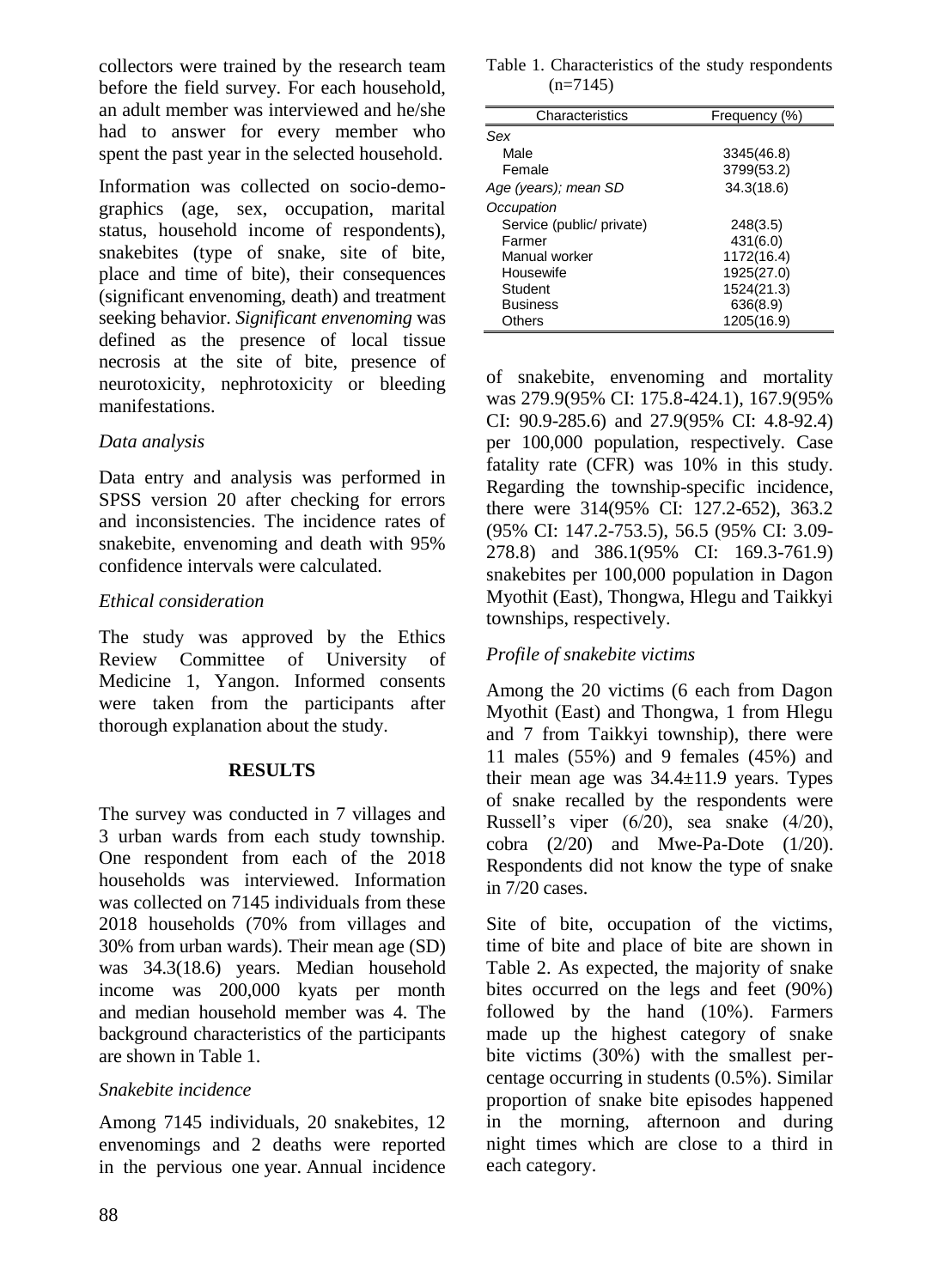collectors were trained by the research team before the field survey. For each household, an adult member was interviewed and he/she had to answer for every member who spent the past year in the selected household.

Information was collected on socio-demographics (age, sex, occupation, marital status, household income of respondents), snakebites (type of snake, site of bite, place and time of bite), their consequences (significant envenoming, death) and treatment seeking behavior. *Significant envenoming* was defined as the presence of local tissue necrosis at the site of bite, presence of neurotoxicity, nephrotoxicity or bleeding manifestations.

### *Data analysis*

Data entry and analysis was performed in SPSS version 20 after checking for errors and inconsistencies. The incidence rates of snakebite, envenoming and death with 95% confidence intervals were calculated.

### *Ethical consideration*

The study was approved by the Ethics Review Committee of University of Medicine 1, Yangon. Informed consents were taken from the participants after thorough explanation about the study.

## RESULTS

The survey was conducted in 7 villages and 3 urban wards from each study township. One respondent from each of the 2018 households was interviewed. Information was collected on 7145 individuals from these 2018 households (70% from villages and 30% from urban wards). Their mean age (SD) was 34.3(18.6) years. Median household income was 200,000 kyats per month and median household member was 4. The background characteristics of the participants are shown in Table 1.

Table 1. Characteristics of the study respondents (n=7145)

| Characteristics | Frequency (%) |
|---|---|
| *Sex* | |
| Male | 3345(46.8) |
| Female | 3799(53.2) |
| *Age (years); mean SD* | 34.3(18.6) |
| *Occupation* | |
| Service (public/ private) | 248(3.5) |
| Farmer | 431(6.0) |
| Manual worker | 1172(16.4) |
| Housewife | 1925(27.0) |
| Student | 1524(21.3) |
| Business | 636(8.9) |
| Others | 1205(16.9) |

### *Snakebite incidence*

Among 7145 individuals, 20 snakebites, 12 envenomings and 2 deaths were reported in the pervious one year. Annual incidence of snakebite, envenoming and mortality was 279.9(95% CI: 175.8-424.1), 167.9(95% CI: 90.9-285.6) and 27.9(95% CI: 4.8-92.4) per 100,000 population, respectively. Case fatality rate (CFR) was 10% in this study. Regarding the township-specific incidence, there were 314(95% CI: 127.2-652), 363.2 (95% CI: 147.2-753.5), 56.5 (95% CI: 3.09-278.8) and 386.1(95% CI: 169.3-761.9) snakebites per 100,000 population in Dagon Myothit (East), Thongwa, Hlegu and Taikkyi townships, respectively.

### *Profile of snakebite victims*

Among the 20 victims (6 each from Dagon Myothit (East) and Thongwa, 1 from Hlegu and 7 from Taikkyi township), there were 11 males (55%) and 9 females (45%) and their mean age was 34.4±11.9 years. Types of snake recalled by the respondents were Russell's viper (6/20), sea snake (4/20), cobra (2/20) and Mwe-Pa-Dote (1/20). Respondents did not know the type of snake in 7/20 cases.

Site of bite, occupation of the victims, time of bite and place of bite are shown in Table 2. As expected, the majority of snake bites occurred on the legs and feet (90%) followed by the hand (10%). Farmers made up the highest category of snake bite victims (30%) with the smallest percentage occurring in students (0.5%). Similar proportion of snake bite episodes happened in the morning, afternoon and during night times which are close to a third in each category.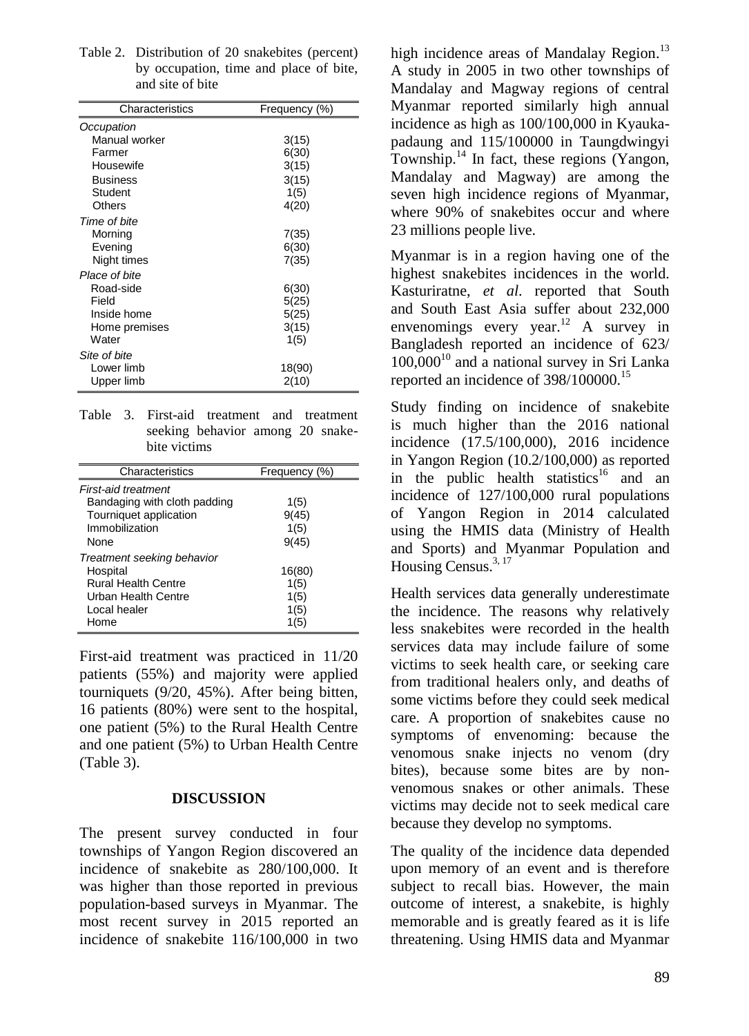Table 2. Distribution of 20 snakebites (percent) by occupation, time and place of bite, and site of bite

| Characteristics | Frequency (%) |
|---|---|
| *Occupation* | |
| Manual worker | 3(15) |
| Farmer | 6(30) |
| Housewife | 3(15) |
| Business | 3(15) |
| Student | 1(5) |
| Others | 4(20) |
| *Time of bite* | |
| Morning | 7(35) |
| Evening | 6(30) |
| Night times | 7(35) |
| *Place of bite* | |
| Road-side | 6(30) |
| Field | 5(25) |
| Inside home | 5(25) |
| Home premises | 3(15) |
| Water | 1(5) |
| *Site of bite* | |
| Lower limb | 18(90) |
| Upper limb | 2(10) |

Table 3. First-aid treatment and treatment seeking behavior among 20 snakebite victims

| Characteristics | Frequency (%) |
|---|---|
| *First-aid treatment* | |
| Bandaging with cloth padding | 1(5) |
| Tourniquet application | 9(45) |
| Immobilization | 1(5) |
| None | 9(45) |
| *Treatment seeking behavior* | |
| Hospital | 16(80) |
| Rural Health Centre | 1(5) |
| Urban Health Centre | 1(5) |
| Local healer | 1(5) |
| Home | 1(5) |

First-aid treatment was practiced in 11/20 patients (55%) and majority were applied tourniquets (9/20, 45%). After being bitten, 16 patients (80%) were sent to the hospital, one patient (5%) to the Rural Health Centre and one patient (5%) to Urban Health Centre (Table 3).

## DISCUSSION

The present survey conducted in four townships of Yangon Region discovered an incidence of snakebite as 280/100,000. It was higher than those reported in previous population-based surveys in Myanmar. The most recent survey in 2015 reported an incidence of snakebite 116/100,000 in two high incidence areas of Mandalay Region.[13] A study in 2005 in two other townships of Mandalay and Magway regions of central Myanmar reported similarly high annual incidence as high as 100/100,000 in Kyaukapadaung and 115/100000 in Taungdwingyi Township.[14] In fact, these regions (Yangon, Mandalay and Magway) are among the seven high incidence regions of Myanmar, where 90% of snakebites occur and where 23 millions people live.

Myanmar is in a region having one of the highest snakebites incidences in the world. Kasturiratne, *et al*. reported that South and South East Asia suffer about 232,000 envenomings every year.[12] A survey in Bangladesh reported an incidence of 623/100,000[10] and a national survey in Sri Lanka reported an incidence of 398/100000.[15]

Study finding on incidence of snakebite is much higher than the 2016 national incidence (17.5/100,000), 2016 incidence in Yangon Region (10.2/100,000) as reported in the public health statistics[16] and an incidence of 127/100,000 rural populations of Yangon Region in 2014 calculated using the HMIS data (Ministry of Health and Sports) and Myanmar Population and Housing Census.[3, 17]

Health services data generally underestimate the incidence. The reasons why relatively less snakebites were recorded in the health services data may include failure of some victims to seek health care, or seeking care from traditional healers only, and deaths of some victims before they could seek medical care. A proportion of snakebites cause no symptoms of envenoming: because the venomous snake injects no venom (dry bites), because some bites are by non-venomous snakes or other animals. These victims may decide not to seek medical care because they develop no symptoms.

The quality of the incidence data depended upon memory of an event and is therefore subject to recall bias. However, the main outcome of interest, a snakebite, is highly memorable and is greatly feared as it is life threatening. Using HMIS data and Myanmar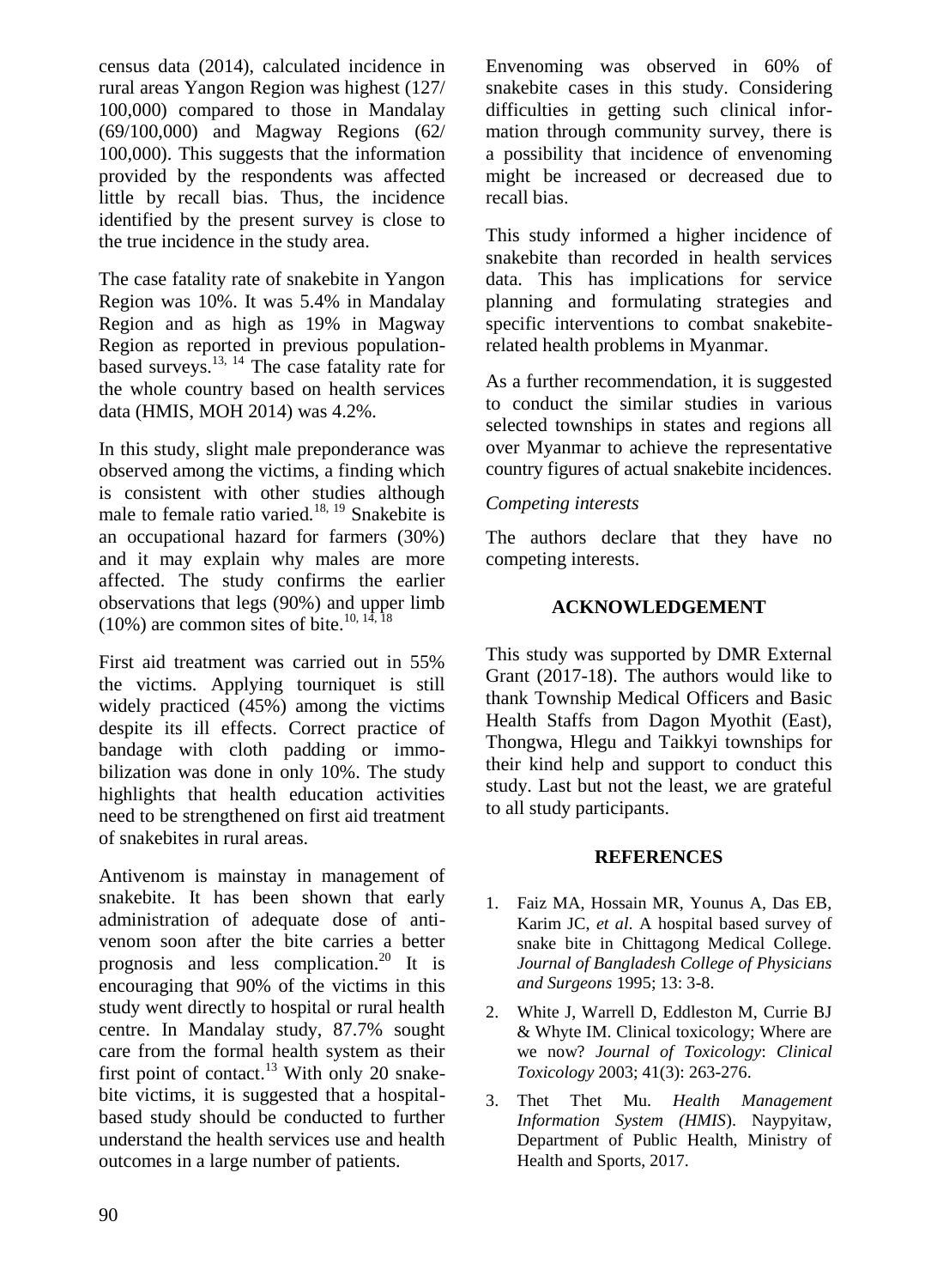census data (2014), calculated incidence in rural areas Yangon Region was highest (127/ 100,000) compared to those in Mandalay (69/100,000) and Magway Regions (62/ 100,000). This suggests that the information provided by the respondents was affected little by recall bias. Thus, the incidence identified by the present survey is close to the true incidence in the study area.

The case fatality rate of snakebite in Yangon Region was 10%. It was 5.4% in Mandalay Region and as high as 19% in Magway Region as reported in previous population-based surveys.[13, 14] The case fatality rate for the whole country based on health services data (HMIS, MOH 2014) was 4.2%.

In this study, slight male preponderance was observed among the victims, a finding which is consistent with other studies although male to female ratio varied.[18, 19] Snakebite is an occupational hazard for farmers (30%) and it may explain why males are more affected. The study confirms the earlier observations that legs (90%) and upper limb (10%) are common sites of bite.[10, 14, 18]

First aid treatment was carried out in 55% the victims. Applying tourniquet is still widely practiced (45%) among the victims despite its ill effects. Correct practice of bandage with cloth padding or immobilization was done in only 10%. The study highlights that health education activities need to be strengthened on first aid treatment of snakebites in rural areas.

Antivenom is mainstay in management of snakebite. It has been shown that early administration of adequate dose of antivenom soon after the bite carries a better prognosis and less complication.[20] It is encouraging that 90% of the victims in this study went directly to hospital or rural health centre. In Mandalay study, 87.7% sought care from the formal health system as their first point of contact.[13] With only 20 snakebite victims, it is suggested that a hospital-based study should be conducted to further understand the health services use and health outcomes in a large number of patients.

Envenoming was observed in 60% of snakebite cases in this study. Considering difficulties in getting such clinical information through community survey, there is a possibility that incidence of envenoming might be increased or decreased due to recall bias.

This study informed a higher incidence of snakebite than recorded in health services data. This has implications for service planning and formulating strategies and specific interventions to combat snakebite-related health problems in Myanmar.

As a further recommendation, it is suggested to conduct the similar studies in various selected townships in states and regions all over Myanmar to achieve the representative country figures of actual snakebite incidences.

*Competing interests*

The authors declare that they have no competing interests.

## ACKNOWLEDGEMENT

This study was supported by DMR External Grant (2017-18). The authors would like to thank Township Medical Officers and Basic Health Staffs from Dagon Myothit (East), Thongwa, Hlegu and Taikkyi townships for their kind help and support to conduct this study. Last but not the least, we are grateful to all study participants.

## REFERENCES

1. Faiz MA, Hossain MR, Younus A, Das EB, Karim JC, *et al*. A hospital based survey of snake bite in Chittagong Medical College. *Journal of Bangladesh College of Physicians and Surgeons* 1995; 13: 3-8.
2. White J, Warrell D, Eddleston M, Currie BJ & Whyte IM. Clinical toxicology; Where are we now? *Journal of Toxicology*: *Clinical Toxicology* 2003; 41(3): 263-276.
3. Thet Thet Mu. *Health Management Information System (HMIS*). Naypyitaw, Department of Public Health, Ministry of Health and Sports, 2017.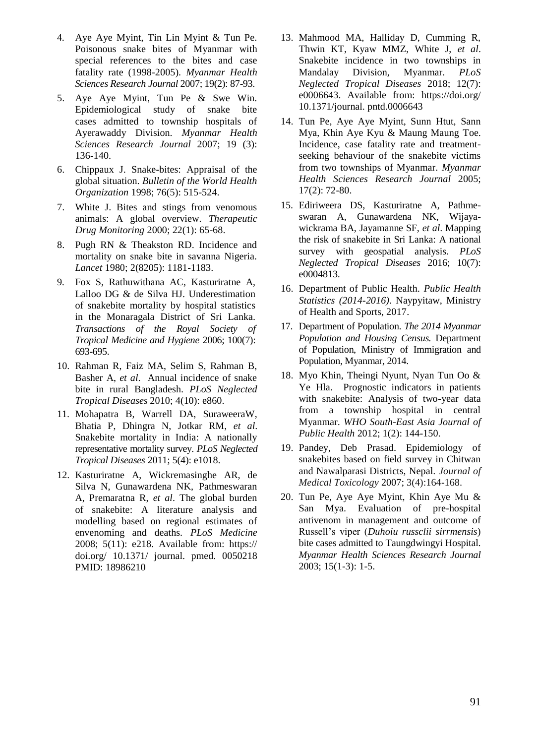4. Aye Aye Myint, Tin Lin Myint & Tun Pe. Poisonous snake bites of Myanmar with special references to the bites and case fatality rate (1998-2005). *Myanmar Health Sciences Research Journal* 2007; 19(2): 87-93.

5. Aye Aye Myint, Tun Pe & Swe Win. Epidemiological study of snake bite cases admitted to township hospitals of Ayerawaddy Division. *Myanmar Health Sciences Research Journal* 2007; 19 (3): 136-140.

6. Chippaux J. Snake-bites: Appraisal of the global situation. *Bulletin of the World Health Organization* 1998; 76(5): 515-524.

7. White J. Bites and stings from venomous animals: A global overview. *Therapeutic Drug Monitoring* 2000; 22(1): 65-68.

8. Pugh RN & Theakston RD. Incidence and mortality on snake bite in savanna Nigeria. *Lancet* 1980; 2(8205): 1181-1183.

9. Fox S, Rathuwithana AC, Kasturiratne A, Lalloo DG & de Silva HJ. Underestimation of snakebite mortality by hospital statistics in the Monaragala District of Sri Lanka. *Transactions of the Royal Society of Tropical Medicine and Hygiene* 2006; 100(7): 693-695.

10. Rahman R, Faiz MA, Selim S, Rahman B, Basher A, *et al*. Annual incidence of snake bite in rural Bangladesh. *PLoS Neglected Tropical Diseases* 2010; 4(10): e860.

11. Mohapatra B, Warrell DA, SuraweeraW, Bhatia P, Dhingra N, Jotkar RM, *et al*. Snakebite mortality in India: A nationally representative mortality survey. *PLoS Neglected Tropical Diseases* 2011; 5(4): e1018.

12. Kasturiratne A, Wickremasinghe AR, de Silva N, Gunawardena NK, Pathmeswaran A, Premaratna R, *et al*. The global burden of snakebite: A literature analysis and modelling based on regional estimates of envenoming and deaths. *PLoS Medicine* 2008; 5(11): e218. Available from: https:// doi.org/ 10.1371/ journal. pmed. 0050218 PMID: 18986210

13. Mahmood MA, Halliday D, Cumming R, Thwin KT, Kyaw MMZ, White J, *et al*. Snakebite incidence in two townships in Mandalay Division, Myanmar. *PLoS Neglected Tropical Diseases* 2018; 12(7): e0006643. Available from: https://doi.org/ 10.1371/journal. pntd.0006643

14. Tun Pe, Aye Aye Myint, Sunn Htut, Sann Mya, Khin Aye Kyu & Maung Maung Toe. Incidence, case fatality rate and treatment-seeking behaviour of the snakebite victims from two townships of Myanmar. *Myanmar Health Sciences Research Journal* 2005; 17(2): 72-80.

15. Ediriweera DS, Kasturiratne A, Pathmeswaran A, Gunawardena NK, Wijayawickrama BA, Jayamanne SF, *et al*. Mapping the risk of snakebite in Sri Lanka: A national survey with geospatial analysis. *PLoS Neglected Tropical Diseases* 2016; 10(7): e0004813.

16. Department of Public Health. *Public Health Statistics (2014-2016)*. Naypyitaw, Ministry of Health and Sports, 2017.

17. Department of Population. *The 2014 Myanmar Population and Housing Census.* Department of Population, Ministry of Immigration and Population, Myanmar, 2014.

18. Myo Khin, Theingi Nyunt, Nyan Tun Oo & Ye Hla. Prognostic indicators in patients with snakebite: Analysis of two-year data from a township hospital in central Myanmar. *WHO South-East Asia Journal of Public Health* 2012; 1(2): 144-150.

19. Pandey, Deb Prasad. Epidemiology of snakebites based on field survey in Chitwan and Nawalparasi Districts, Nepal. *Journal of Medical Toxicology* 2007; 3(4):164-168.

20. Tun Pe, Aye Aye Myint, Khin Aye Mu & San Mya. Evaluation of pre-hospital antivenom in management and outcome of Russell's viper (*Duhoiu russclii sirrmensis*) bite cases admitted to Taungdwingyi Hospital. *Myanmar Health Sciences Research Journal* 2003; 15(1-3): 1-5.